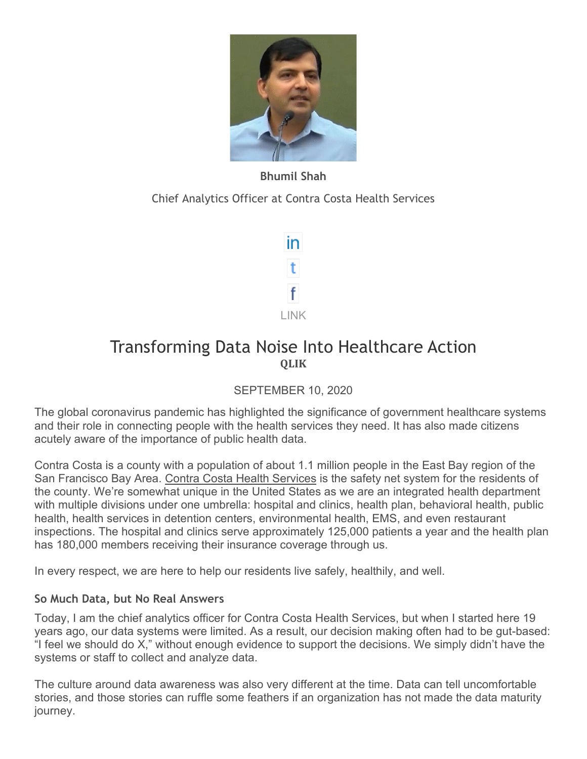**Bhumil Shah**

Chief Analytics Officer at Contra Costa Health Services

LINK

# Transforming Data Noise Into Healthcare Action

**QLIK**

SEPTEMBER 10, 2020

The global coronavirus pandemic has highlighted the significance of government healthcare systems and their role in connecting people with the health services they need. It has also made citizens acutely aware of the importance of public health data.

Contra Costa is a county with a population of about 1.1 million people in the East Bay region of the San Francisco Bay Area. Contra Costa Health Services is the safety net system for the residents of the county. We're somewhat unique in the United States as we are an integrated health department with multiple divisions under one umbrella: hospital and clinics, health plan, behavioral health, public health, health services in detention centers, environmental health, EMS, and even restaurant inspections. The hospital and clinics serve approximately 125,000 patients a year and the health plan has 180,000 members receiving their insurance coverage through us.

In every respect, we are here to help our residents live safely, healthily, and well.

### So Much Data, but No Real Answers

Today, I am the chief analytics officer for Contra Costa Health Services, but when I started here 19 years ago, our data systems were limited. As a result, our decision making often had to be gut-based: "I feel we should do X," without enough evidence to support the decisions. We simply didn't have the systems or staff to collect and analyze data.

The culture around data awareness was also very different at the time. Data can tell uncomfortable stories, and those stories can ruffle some feathers if an organization has not made the data maturity journey.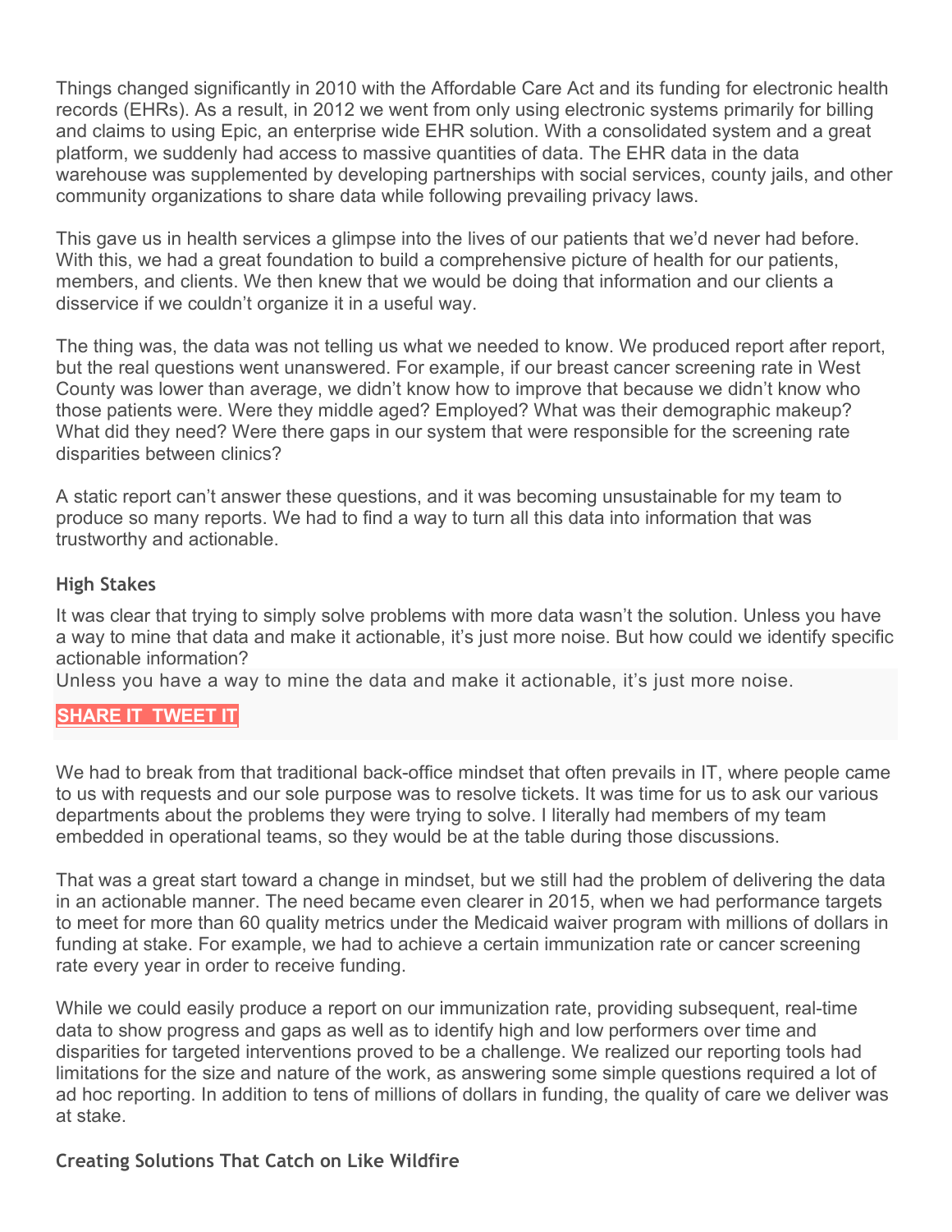Things changed significantly in 2010 with the Affordable Care Act and its funding for electronic health records (EHRs). As a result, in 2012 we went from only using electronic systems primarily for billing and claims to using Epic, an enterprise wide EHR solution. With a consolidated system and a great platform, we suddenly had access to massive quantities of data. The EHR data in the data warehouse was supplemented by developing partnerships with social services, county jails, and other community organizations to share data while following prevailing privacy laws.

This gave us in health services a glimpse into the lives of our patients that we'd never had before. With this, we had a great foundation to build a comprehensive picture of health for our patients, members, and clients. We then knew that we would be doing that information and our clients a disservice if we couldn't organize it in a useful way.

The thing was, the data was not telling us what we needed to know. We produced report after report, but the real questions went unanswered. For example, if our breast cancer screening rate in West County was lower than average, we didn't know how to improve that because we didn't know who those patients were. Were they middle aged? Employed? What was their demographic makeup? What did they need? Were there gaps in our system that were responsible for the screening rate disparities between clinics?

A static report can't answer these questions, and it was becoming unsustainable for my team to produce so many reports. We had to find a way to turn all this data into information that was trustworthy and actionable.

### High Stakes

It was clear that trying to simply solve problems with more data wasn't the solution. Unless you have a way to mine that data and make it actionable, it's just more noise. But how could we identify specific actionable information?

> Unless you have a way to mine the data and make it actionable, it's just more noise.
>
> **SHARE IT TWEET IT**

We had to break from that traditional back-office mindset that often prevails in IT, where people came to us with requests and our sole purpose was to resolve tickets. It was time for us to ask our various departments about the problems they were trying to solve. I literally had members of my team embedded in operational teams, so they would be at the table during those discussions.

That was a great start toward a change in mindset, but we still had the problem of delivering the data in an actionable manner. The need became even clearer in 2015, when we had performance targets to meet for more than 60 quality metrics under the Medicaid waiver program with millions of dollars in funding at stake. For example, we had to achieve a certain immunization rate or cancer screening rate every year in order to receive funding.

While we could easily produce a report on our immunization rate, providing subsequent, real-time data to show progress and gaps as well as to identify high and low performers over time and disparities for targeted interventions proved to be a challenge. We realized our reporting tools had limitations for the size and nature of the work, as answering some simple questions required a lot of ad hoc reporting. In addition to tens of millions of dollars in funding, the quality of care we deliver was at stake.

### Creating Solutions That Catch on Like Wildfire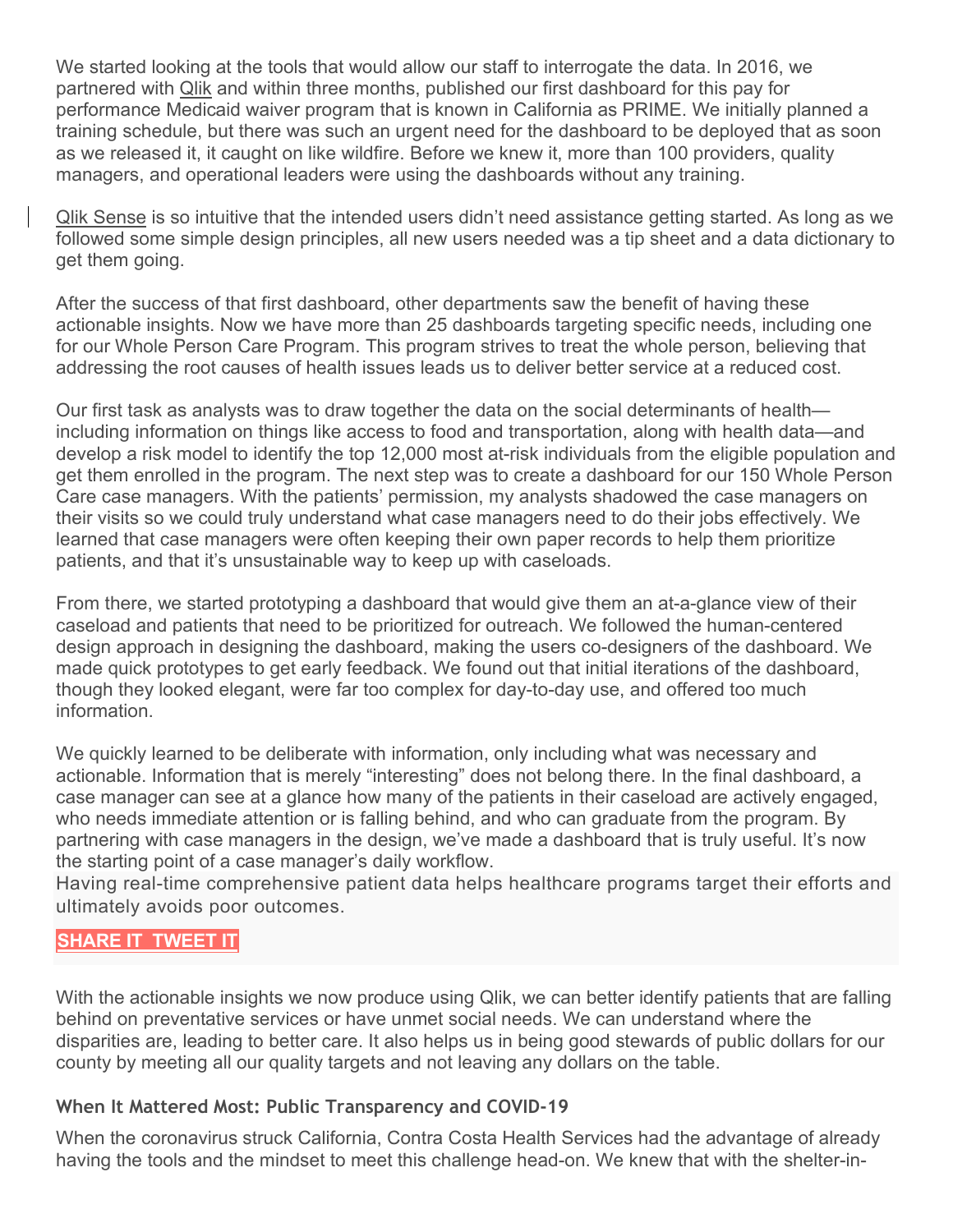We started looking at the tools that would allow our staff to interrogate the data. In 2016, we partnered with Qlik and within three months, published our first dashboard for this pay for performance Medicaid waiver program that is known in California as PRIME. We initially planned a training schedule, but there was such an urgent need for the dashboard to be deployed that as soon as we released it, it caught on like wildfire. Before we knew it, more than 100 providers, quality managers, and operational leaders were using the dashboards without any training.

Qlik Sense is so intuitive that the intended users didn't need assistance getting started. As long as we followed some simple design principles, all new users needed was a tip sheet and a data dictionary to get them going.

After the success of that first dashboard, other departments saw the benefit of having these actionable insights. Now we have more than 25 dashboards targeting specific needs, including one for our Whole Person Care Program. This program strives to treat the whole person, believing that addressing the root causes of health issues leads us to deliver better service at a reduced cost.

Our first task as analysts was to draw together the data on the social determinants of health—including information on things like access to food and transportation, along with health data—and develop a risk model to identify the top 12,000 most at-risk individuals from the eligible population and get them enrolled in the program. The next step was to create a dashboard for our 150 Whole Person Care case managers. With the patients' permission, my analysts shadowed the case managers on their visits so we could truly understand what case managers need to do their jobs effectively. We learned that case managers were often keeping their own paper records to help them prioritize patients, and that it's unsustainable way to keep up with caseloads.

From there, we started prototyping a dashboard that would give them an at-a-glance view of their caseload and patients that need to be prioritized for outreach. We followed the human-centered design approach in designing the dashboard, making the users co-designers of the dashboard. We made quick prototypes to get early feedback. We found out that initial iterations of the dashboard, though they looked elegant, were far too complex for day-to-day use, and offered too much information.

We quickly learned to be deliberate with information, only including what was necessary and actionable. Information that is merely "interesting" does not belong there. In the final dashboard, a case manager can see at a glance how many of the patients in their caseload are actively engaged, who needs immediate attention or is falling behind, and who can graduate from the program. By partnering with case managers in the design, we've made a dashboard that is truly useful. It's now the starting point of a case manager's daily workflow.

Having real-time comprehensive patient data helps healthcare programs target their efforts and ultimately avoids poor outcomes.

**SHARE IT  TWEET IT**

With the actionable insights we now produce using Qlik, we can better identify patients that are falling behind on preventative services or have unmet social needs. We can understand where the disparities are, leading to better care. It also helps us in being good stewards of public dollars for our county by meeting all our quality targets and not leaving any dollars on the table.

### When It Mattered Most: Public Transparency and COVID-19

When the coronavirus struck California, Contra Costa Health Services had the advantage of already having the tools and the mindset to meet this challenge head-on. We knew that with the shelter-in-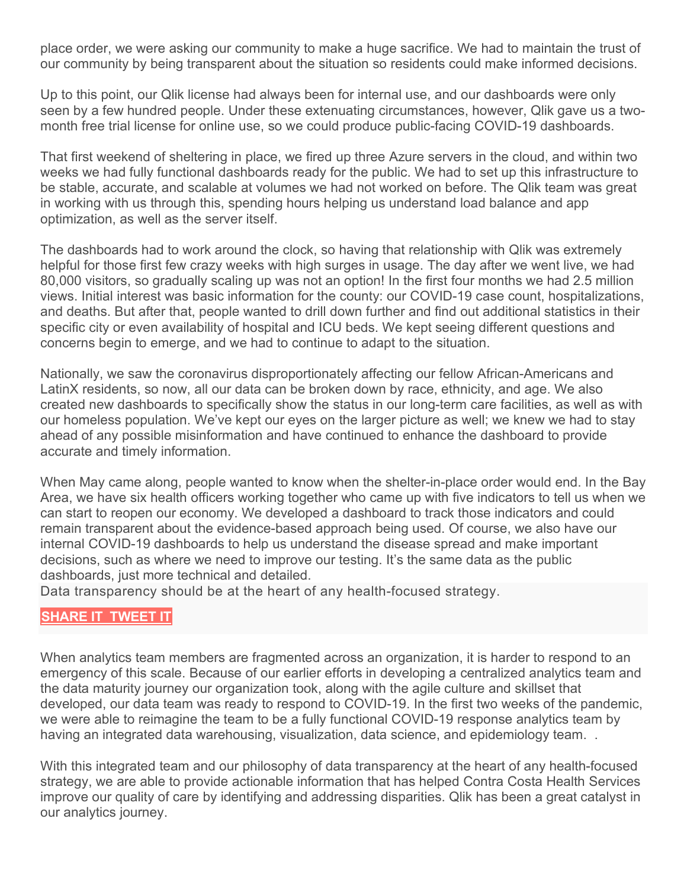place order, we were asking our community to make a huge sacrifice. We had to maintain the trust of our community by being transparent about the situation so residents could make informed decisions.

Up to this point, our Qlik license had always been for internal use, and our dashboards were only seen by a few hundred people. Under these extenuating circumstances, however, Qlik gave us a two-month free trial license for online use, so we could produce public-facing COVID-19 dashboards.

That first weekend of sheltering in place, we fired up three Azure servers in the cloud, and within two weeks we had fully functional dashboards ready for the public. We had to set up this infrastructure to be stable, accurate, and scalable at volumes we had not worked on before. The Qlik team was great in working with us through this, spending hours helping us understand load balance and app optimization, as well as the server itself.

The dashboards had to work around the clock, so having that relationship with Qlik was extremely helpful for those first few crazy weeks with high surges in usage. The day after we went live, we had 80,000 visitors, so gradually scaling up was not an option! In the first four months we had 2.5 million views. Initial interest was basic information for the county: our COVID-19 case count, hospitalizations, and deaths. But after that, people wanted to drill down further and find out additional statistics in their specific city or even availability of hospital and ICU beds. We kept seeing different questions and concerns begin to emerge, and we had to continue to adapt to the situation.

Nationally, we saw the coronavirus disproportionately affecting our fellow African-Americans and LatinX residents, so now, all our data can be broken down by race, ethnicity, and age. We also created new dashboards to specifically show the status in our long-term care facilities, as well as with our homeless population. We've kept our eyes on the larger picture as well; we knew we had to stay ahead of any possible misinformation and have continued to enhance the dashboard to provide accurate and timely information.

When May came along, people wanted to know when the shelter-in-place order would end. In the Bay Area, we have six health officers working together who came up with five indicators to tell us when we can start to reopen our economy. We developed a dashboard to track those indicators and could remain transparent about the evidence-based approach being used. Of course, we also have our internal COVID-19 dashboards to help us understand the disease spread and make important decisions, such as where we need to improve our testing. It's the same data as the public dashboards, just more technical and detailed.

Data transparency should be at the heart of any health-focused strategy.

**SHARE IT TWEET IT**

When analytics team members are fragmented across an organization, it is harder to respond to an emergency of this scale. Because of our earlier efforts in developing a centralized analytics team and the data maturity journey our organization took, along with the agile culture and skillset that developed, our data team was ready to respond to COVID-19. In the first two weeks of the pandemic, we were able to reimagine the team to be a fully functional COVID-19 response analytics team by having an integrated data warehousing, visualization, data science, and epidemiology team. .

With this integrated team and our philosophy of data transparency at the heart of any health-focused strategy, we are able to provide actionable information that has helped Contra Costa Health Services improve our quality of care by identifying and addressing disparities. Qlik has been a great catalyst in our analytics journey.